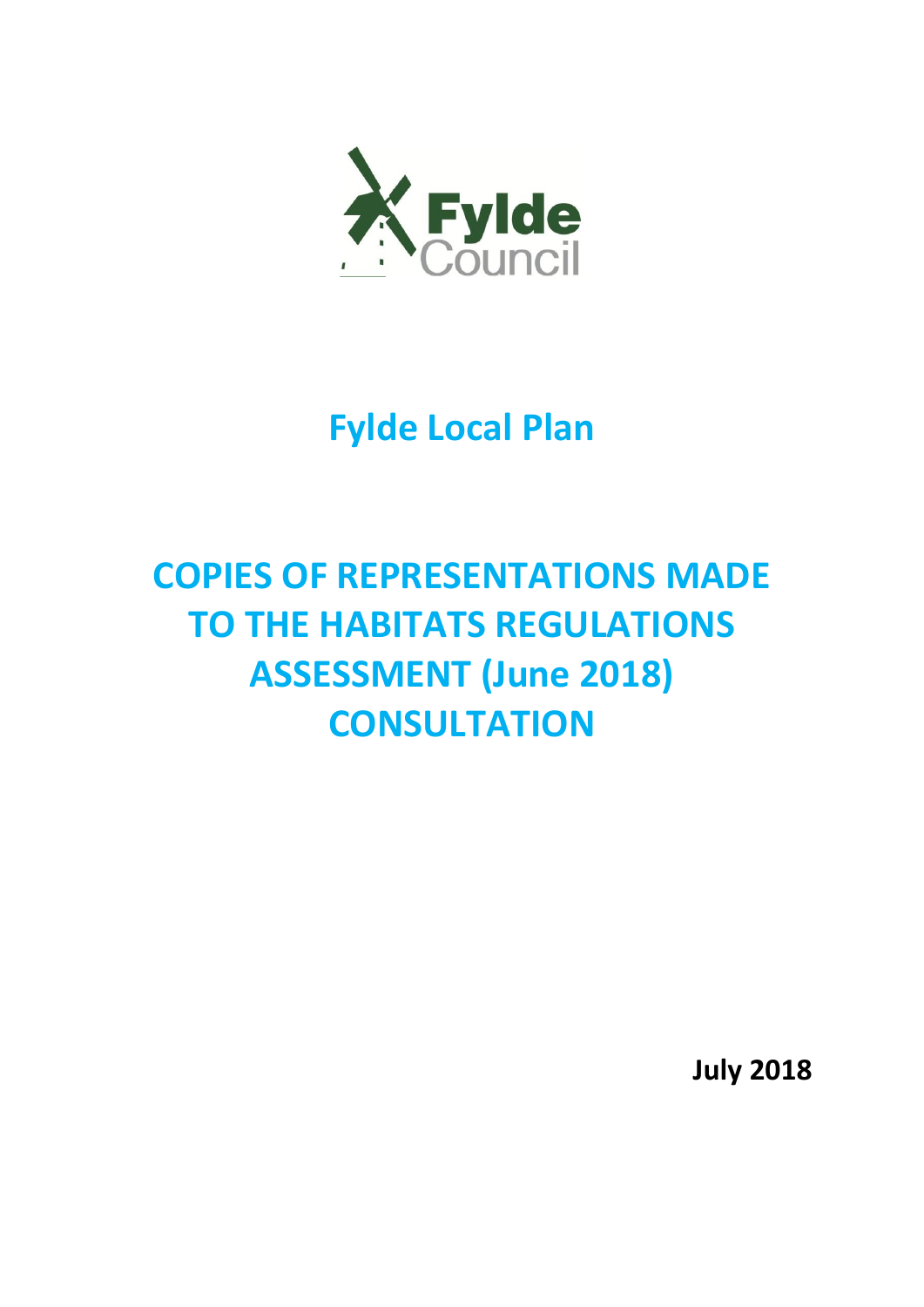Fylde Council

# Fylde Local Plan

# COPIES OF REPRESENTATIONS MADE TO THE HABITATS REGULATIONS ASSESSMENT (June 2018) CONSULTATION

**July 2018**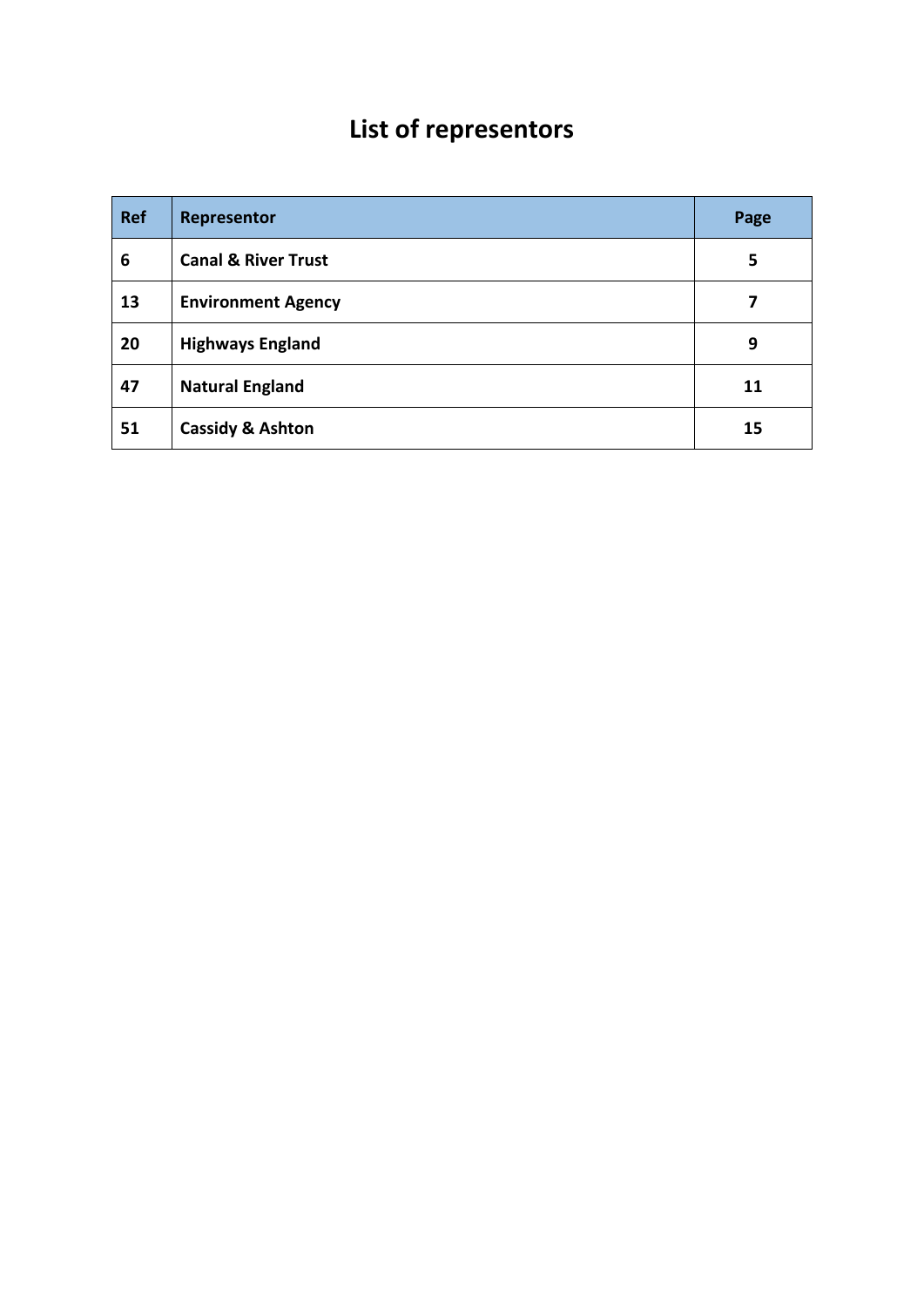# List of representors

| Ref | Representor | Page |
|---|---|---|
| 6 | Canal & River Trust | 5 |
| 13 | Environment Agency | 7 |
| 20 | Highways England | 9 |
| 47 | Natural England | 11 |
| 51 | Cassidy & Ashton | 15 |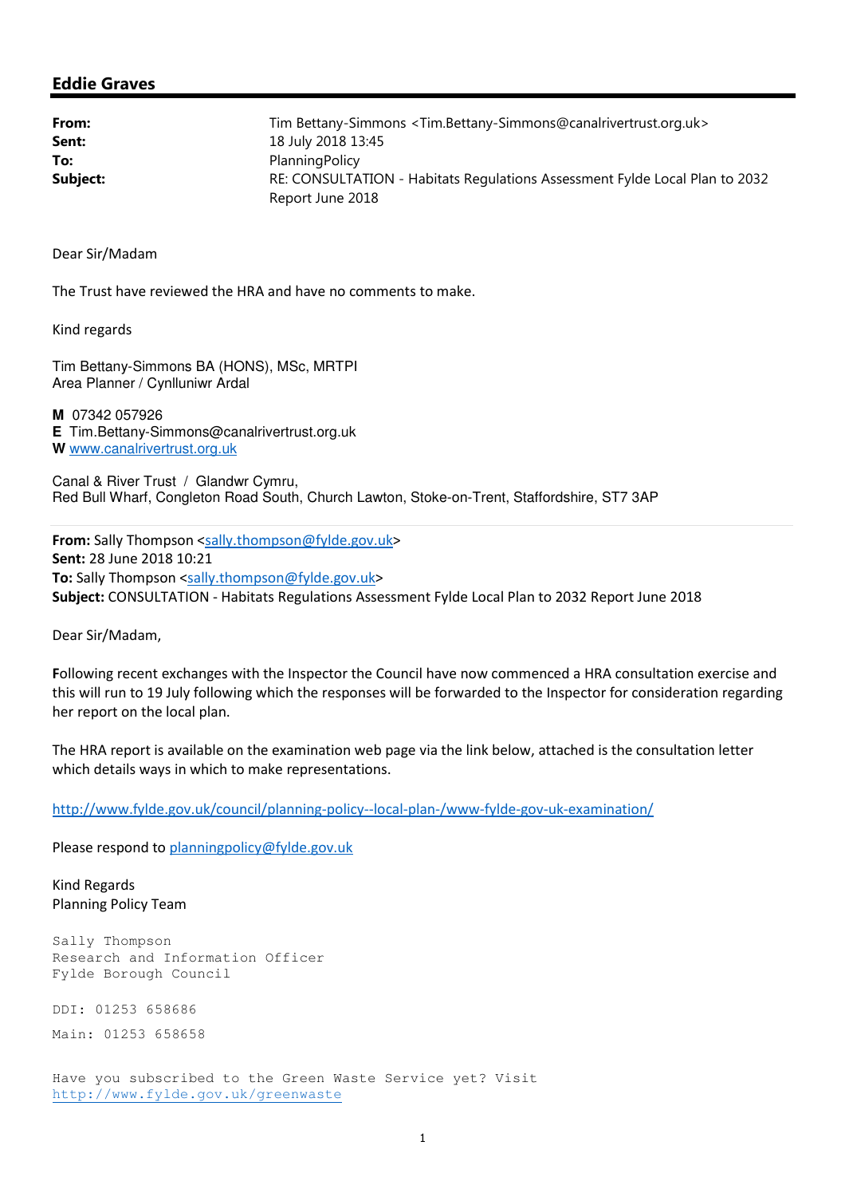## Eddie Graves

| | |
|---|---|
| **From:** | Tim Bettany-Simmons <Tim.Bettany-Simmons@canalrivertrust.org.uk> |
| **Sent:** | 18 July 2018 13:45 |
| **To:** | PlanningPolicy |
| **Subject:** | RE: CONSULTATION - Habitats Regulations Assessment Fylde Local Plan to 2032 Report June 2018 |

Dear Sir/Madam

The Trust have reviewed the HRA and have no comments to make.

Kind regards

Tim Bettany-Simmons BA (HONS), MSc, MRTPI
Area Planner / Cynlluniwr Ardal

**M** 07342 057926
**E** Tim.Bettany-Simmons@canalrivertrust.org.uk
**W** www.canalrivertrust.org.uk

Canal & River Trust / Glandwr Cymru,
Red Bull Wharf, Congleton Road South, Church Lawton, Stoke-on-Trent, Staffordshire, ST7 3AP

---

**From:** Sally Thompson <sally.thompson@fylde.gov.uk>
**Sent:** 28 June 2018 10:21
**To:** Sally Thompson <sally.thompson@fylde.gov.uk>
**Subject:** CONSULTATION - Habitats Regulations Assessment Fylde Local Plan to 2032 Report June 2018

Dear Sir/Madam,

Following recent exchanges with the Inspector the Council have now commenced a HRA consultation exercise and this will run to 19 July following which the responses will be forwarded to the Inspector for consideration regarding her report on the local plan.

The HRA report is available on the examination web page via the link below, attached is the consultation letter which details ways in which to make representations.

http://www.fylde.gov.uk/council/planning-policy--local-plan-/www-fylde-gov-uk-examination/

Please respond to planningpolicy@fylde.gov.uk

Kind Regards
Planning Policy Team

Sally Thompson
Research and Information Officer
Fylde Borough Council

DDI: 01253 658686

Main: 01253 658658

Have you subscribed to the Green Waste Service yet? Visit http://www.fylde.gov.uk/greenwaste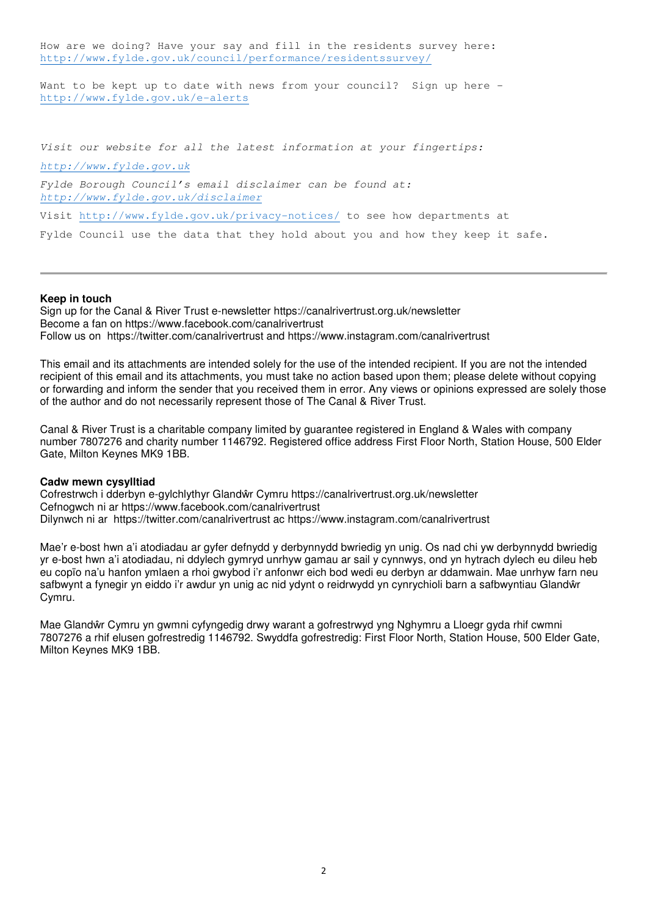How are we doing? Have your say and fill in the residents survey here: http://www.fylde.gov.uk/council/performance/residentssurvey/

Want to be kept up to date with news from your council? Sign up here - http://www.fylde.gov.uk/e-alerts

*Visit our website for all the latest information at your fingertips:*

*http://www.fylde.gov.uk*

*Fylde Borough Council's email disclaimer can be found at: http://www.fylde.gov.uk/disclaimer*

Visit http://www.fylde.gov.uk/privacy-notices/ to see how departments at Fylde Council use the data that they hold about you and how they keep it safe.

---

**Keep in touch**
Sign up for the Canal & River Trust e-newsletter https://canalrivertrust.org.uk/newsletter
Become a fan on https://www.facebook.com/canalrivertrust
Follow us on https://twitter.com/canalrivertrust and https://www.instagram.com/canalrivertrust

This email and its attachments are intended solely for the use of the intended recipient. If you are not the intended recipient of this email and its attachments, you must take no action based upon them; please delete without copying or forwarding and inform the sender that you received them in error. Any views or opinions expressed are solely those of the author and do not necessarily represent those of The Canal & River Trust.

Canal & River Trust is a charitable company limited by guarantee registered in England & Wales with company number 7807276 and charity number 1146792. Registered office address First Floor North, Station House, 500 Elder Gate, Milton Keynes MK9 1BB.

**Cadw mewn cysylltiad**
Cofrestrwch i dderbyn e-gylchlythyr Glandŵr Cymru https://canalrivertrust.org.uk/newsletter
Cefnogwch ni ar https://www.facebook.com/canalrivertrust
Dilynwch ni ar https://twitter.com/canalrivertrust ac https://www.instagram.com/canalrivertrust

Mae'r e-bost hwn a'i atodiadau ar gyfer defnydd y derbynnydd bwriedig yn unig. Os nad chi yw derbynnydd bwriedig yr e-bost hwn a'i atodiadau, ni ddylech gymryd unrhyw gamau ar sail y cynnwys, ond yn hytrach dylech eu dileu heb eu copïo na'u hanfon ymlaen a rhoi gwybod i'r anfonwr eich bod wedi eu derbyn ar ddamwain. Mae unrhyw farn neu safbwynt a fynegir yn eiddo i'r awdur yn unig ac nid ydynt o reidrwydd yn cynrychioli barn a safbwyntiau Glandŵr Cymru.

Mae Glandŵr Cymru yn gwmni cyfyngedig drwy warant a gofrestrwyd yng Nghymru a Lloegr gyda rhif cwmni 7807276 a rhif elusen gofrestredig 1146792. Swyddfa gofrestredig: First Floor North, Station House, 500 Elder Gate, Milton Keynes MK9 1BB.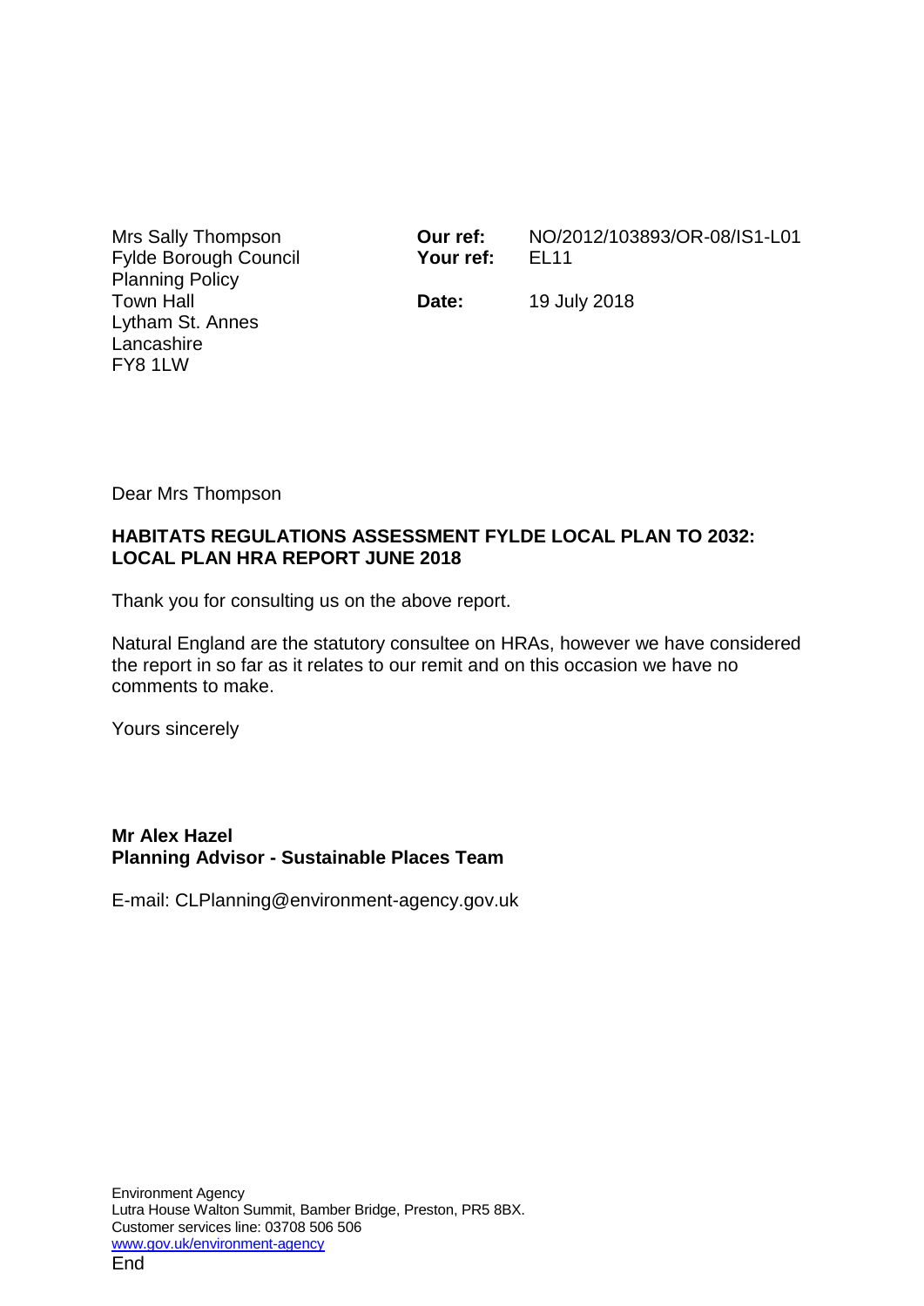Mrs Sally Thompson
Fylde Borough Council
Planning Policy
Town Hall
Lytham St. Annes
Lancashire
FY8 1LW

**Our ref:** NO/2012/103893/OR-08/IS1-L01
**Your ref:** EL11

**Date:** 19 July 2018

Dear Mrs Thompson

**HABITATS REGULATIONS ASSESSMENT FYLDE LOCAL PLAN TO 2032: LOCAL PLAN HRA REPORT JUNE 2018**

Thank you for consulting us on the above report.

Natural England are the statutory consultee on HRAs, however we have considered the report in so far as it relates to our remit and on this occasion we have no comments to make.

Yours sincerely

**Mr Alex Hazel**
**Planning Advisor - Sustainable Places Team**

E-mail: CLPlanning@environment-agency.gov.uk

Environment Agency
Lutra House Walton Summit, Bamber Bridge, Preston, PR5 8BX.
Customer services line: 03708 506 506
www.gov.uk/environment-agency

End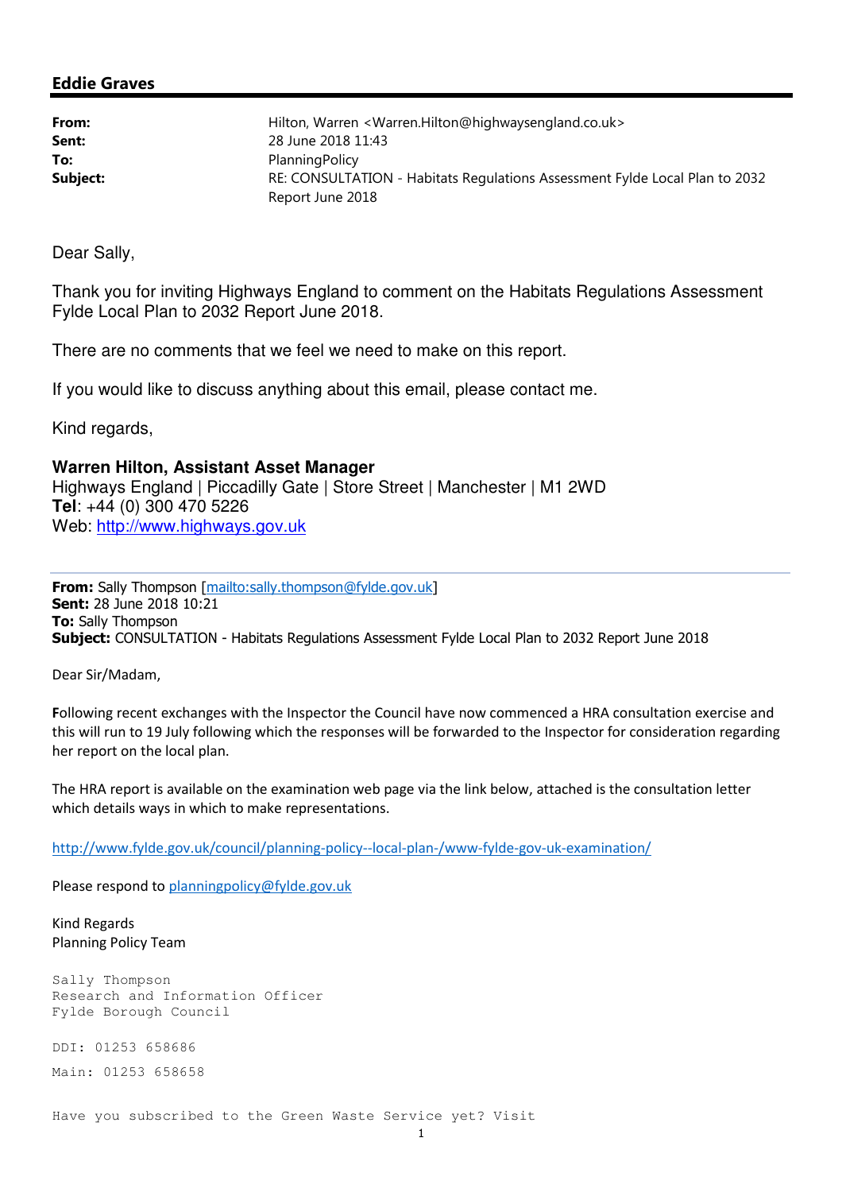## Eddie Graves

| | |
|---|---|
| **From:** | Hilton, Warren <Warren.Hilton@highwaysengland.co.uk> |
| **Sent:** | 28 June 2018 11:43 |
| **To:** | PlanningPolicy |
| **Subject:** | RE: CONSULTATION - Habitats Regulations Assessment Fylde Local Plan to 2032 Report June 2018 |

Dear Sally,

Thank you for inviting Highways England to comment on the Habitats Regulations Assessment Fylde Local Plan to 2032 Report June 2018.

There are no comments that we feel we need to make on this report.

If you would like to discuss anything about this email, please contact me.

Kind regards,

**Warren Hilton, Assistant Asset Manager**
Highways England | Piccadilly Gate | Store Street | Manchester | M1 2WD
**Tel**: +44 (0) 300 470 5226
Web: http://www.highways.gov.uk

---

**From:** Sally Thompson [mailto:sally.thompson@fylde.gov.uk]
**Sent:** 28 June 2018 10:21
**To:** Sally Thompson
**Subject:** CONSULTATION - Habitats Regulations Assessment Fylde Local Plan to 2032 Report June 2018

Dear Sir/Madam,

Following recent exchanges with the Inspector the Council have now commenced a HRA consultation exercise and this will run to 19 July following which the responses will be forwarded to the Inspector for consideration regarding her report on the local plan.

The HRA report is available on the examination web page via the link below, attached is the consultation letter which details ways in which to make representations.

http://www.fylde.gov.uk/council/planning-policy--local-plan-/www-fylde-gov-uk-examination/

Please respond to planningpolicy@fylde.gov.uk

Kind Regards
Planning Policy Team

Sally Thompson
Research and Information Officer
Fylde Borough Council

DDI: 01253 658686

Main: 01253 658658

Have you subscribed to the Green Waste Service yet? Visit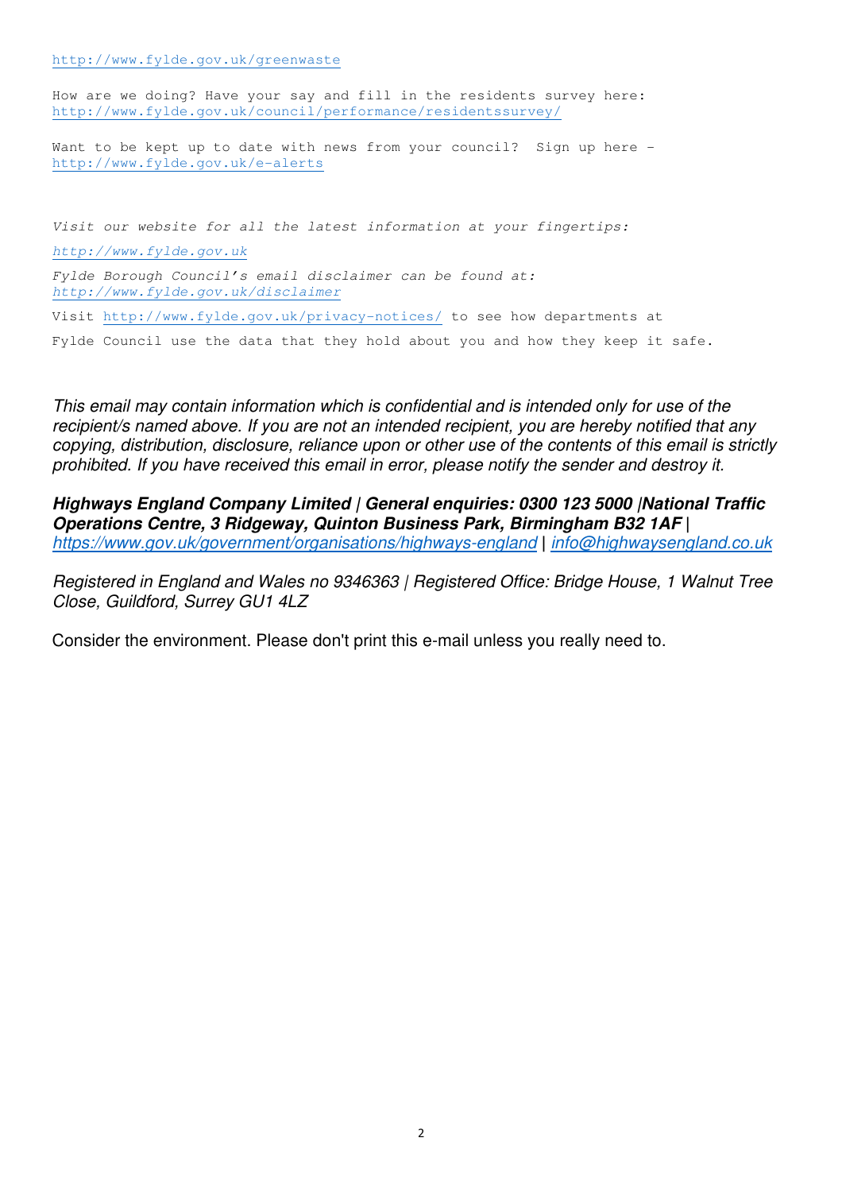http://www.fylde.gov.uk/greenwaste

How are we doing? Have your say and fill in the residents survey here: http://www.fylde.gov.uk/council/performance/residentssurvey/

Want to be kept up to date with news from your council? Sign up here - http://www.fylde.gov.uk/e-alerts

*Visit our website for all the latest information at your fingertips:*

*http://www.fylde.gov.uk*

*Fylde Borough Council's email disclaimer can be found at: http://www.fylde.gov.uk/disclaimer*

Visit http://www.fylde.gov.uk/privacy-notices/ to see how departments at

Fylde Council use the data that they hold about you and how they keep it safe.

*This email may contain information which is confidential and is intended only for use of the recipient/s named above. If you are not an intended recipient, you are hereby notified that any copying, distribution, disclosure, reliance upon or other use of the contents of this email is strictly prohibited. If you have received this email in error, please notify the sender and destroy it.*

***Highways England Company Limited | General enquiries: 0300 123 5000 |National Traffic Operations Centre, 3 Ridgeway, Quinton Business Park, Birmingham B32 1AF |*** *https://www.gov.uk/government/organisations/highways-england* **|** *info@highwaysengland.co.uk*

*Registered in England and Wales no 9346363 | Registered Office: Bridge House, 1 Walnut Tree Close, Guildford, Surrey GU1 4LZ*

Consider the environment. Please don't print this e-mail unless you really need to.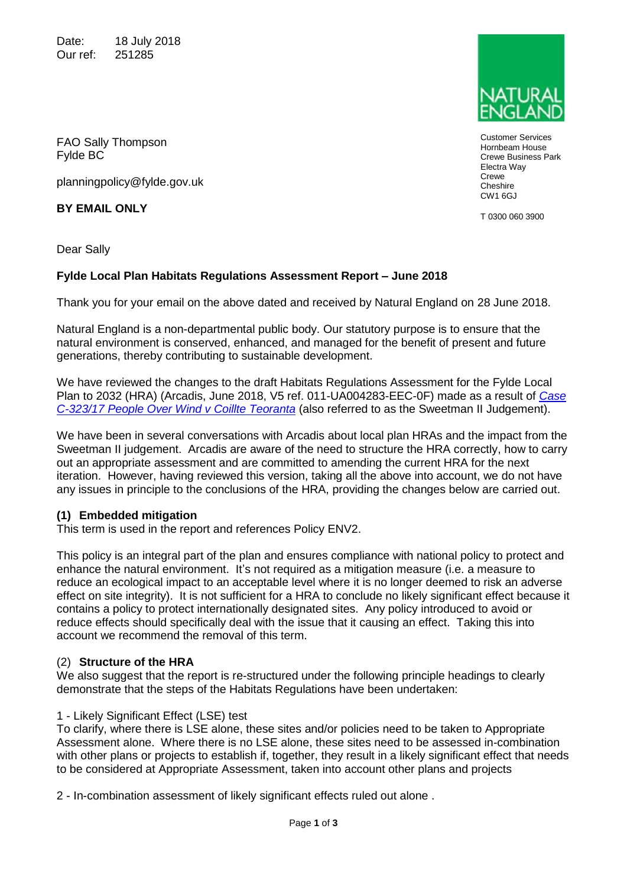Date: 18 July 2018
Our ref: 251285

NATURAL ENGLAND

Customer Services
Hornbeam House
Crewe Business Park
Electra Way
Crewe
Cheshire
CW1 6GJ

T 0300 060 3900

FAO Sally Thompson
Fylde BC

planningpolicy@fylde.gov.uk

**BY EMAIL ONLY**

Dear Sally

**Fylde Local Plan Habitats Regulations Assessment Report – June 2018**

Thank you for your email on the above dated and received by Natural England on 28 June 2018.

Natural England is a non-departmental public body. Our statutory purpose is to ensure that the natural environment is conserved, enhanced, and managed for the benefit of present and future generations, thereby contributing to sustainable development.

We have reviewed the changes to the draft Habitats Regulations Assessment for the Fylde Local Plan to 2032 (HRA) (Arcadis, June 2018, V5 ref. 011-UA004283-EEC-0F) made as a result of *Case C-323/17 People Over Wind v Coillte Teoranta* (also referred to as the Sweetman II Judgement).

We have been in several conversations with Arcadis about local plan HRAs and the impact from the Sweetman II judgement. Arcadis are aware of the need to structure the HRA correctly, how to carry out an appropriate assessment and are committed to amending the current HRA for the next iteration. However, having reviewed this version, taking all the above into account, we do not have any issues in principle to the conclusions of the HRA, providing the changes below are carried out.

**(1) Embedded mitigation**

This term is used in the report and references Policy ENV2.

This policy is an integral part of the plan and ensures compliance with national policy to protect and enhance the natural environment. It's not required as a mitigation measure (i.e. a measure to reduce an ecological impact to an acceptable level where it is no longer deemed to risk an adverse effect on site integrity). It is not sufficient for a HRA to conclude no likely significant effect because it contains a policy to protect internationally designated sites. Any policy introduced to avoid or reduce effects should specifically deal with the issue that it causing an effect. Taking this into account we recommend the removal of this term.

(2) **Structure of the HRA**

We also suggest that the report is re-structured under the following principle headings to clearly demonstrate that the steps of the Habitats Regulations have been undertaken:

1 - Likely Significant Effect (LSE) test

To clarify, where there is LSE alone, these sites and/or policies need to be taken to Appropriate Assessment alone. Where there is no LSE alone, these sites need to be assessed in-combination with other plans or projects to establish if, together, they result in a likely significant effect that needs to be considered at Appropriate Assessment, taken into account other plans and projects

2 - In-combination assessment of likely significant effects ruled out alone .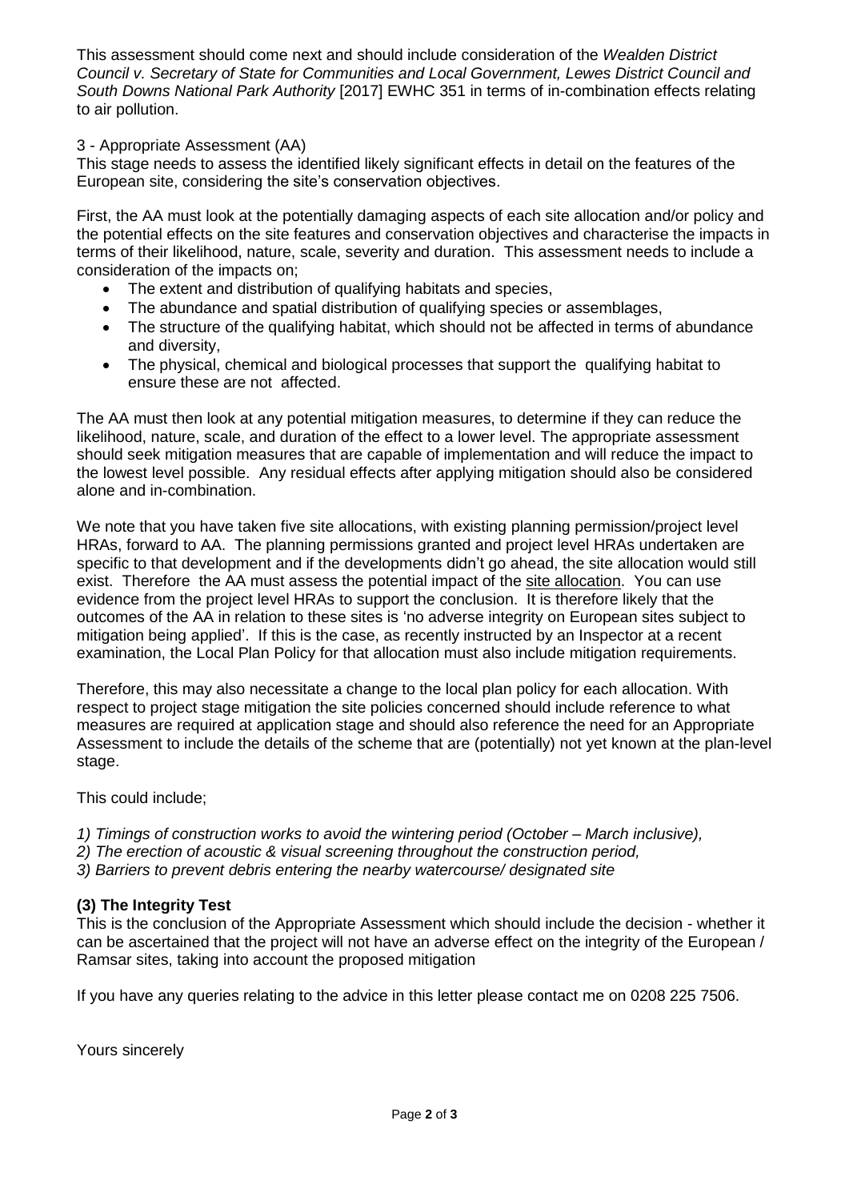This assessment should come next and should include consideration of the *Wealden District Council v. Secretary of State for Communities and Local Government, Lewes District Council and South Downs National Park Authority* [2017] EWHC 351 in terms of in-combination effects relating to air pollution.

3 - Appropriate Assessment (AA)

This stage needs to assess the identified likely significant effects in detail on the features of the European site, considering the site's conservation objectives.

First, the AA must look at the potentially damaging aspects of each site allocation and/or policy and the potential effects on the site features and conservation objectives and characterise the impacts in terms of their likelihood, nature, scale, severity and duration. This assessment needs to include a consideration of the impacts on;

- The extent and distribution of qualifying habitats and species,
- The abundance and spatial distribution of qualifying species or assemblages,
- The structure of the qualifying habitat, which should not be affected in terms of abundance and diversity,
- The physical, chemical and biological processes that support the qualifying habitat to ensure these are not affected.

The AA must then look at any potential mitigation measures, to determine if they can reduce the likelihood, nature, scale, and duration of the effect to a lower level. The appropriate assessment should seek mitigation measures that are capable of implementation and will reduce the impact to the lowest level possible. Any residual effects after applying mitigation should also be considered alone and in-combination.

We note that you have taken five site allocations, with existing planning permission/project level HRAs, forward to AA. The planning permissions granted and project level HRAs undertaken are specific to that development and if the developments didn't go ahead, the site allocation would still exist. Therefore the AA must assess the potential impact of the <u>site allocation</u>. You can use evidence from the project level HRAs to support the conclusion. It is therefore likely that the outcomes of the AA in relation to these sites is 'no adverse integrity on European sites subject to mitigation being applied'. If this is the case, as recently instructed by an Inspector at a recent examination, the Local Plan Policy for that allocation must also include mitigation requirements.

Therefore, this may also necessitate a change to the local plan policy for each allocation. With respect to project stage mitigation the site policies concerned should include reference to what measures are required at application stage and should also reference the need for an Appropriate Assessment to include the details of the scheme that are (potentially) not yet known at the plan-level stage.

This could include;

*1) Timings of construction works to avoid the wintering period (October – March inclusive),*
*2) The erection of acoustic & visual screening throughout the construction period,*
*3) Barriers to prevent debris entering the nearby watercourse/ designated site*

**(3) The Integrity Test**

This is the conclusion of the Appropriate Assessment which should include the decision - whether it can be ascertained that the project will not have an adverse effect on the integrity of the European / Ramsar sites, taking into account the proposed mitigation

If you have any queries relating to the advice in this letter please contact me on 0208 225 7506.

Yours sincerely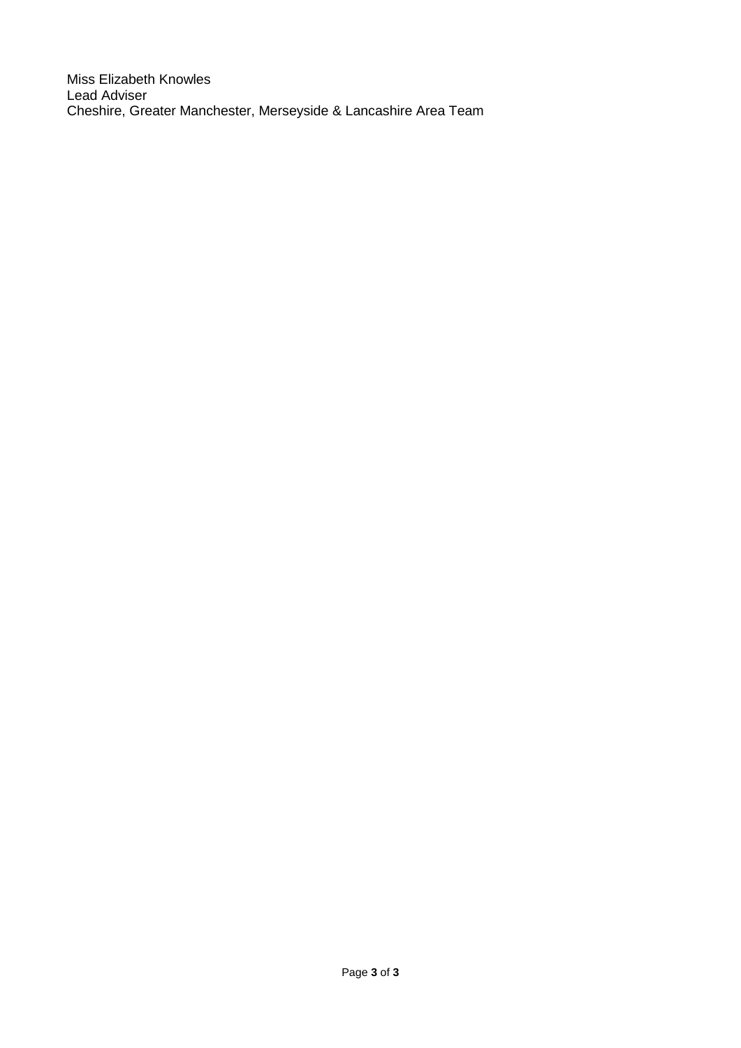Miss Elizabeth Knowles
Lead Adviser
Cheshire, Greater Manchester, Merseyside & Lancashire Area Team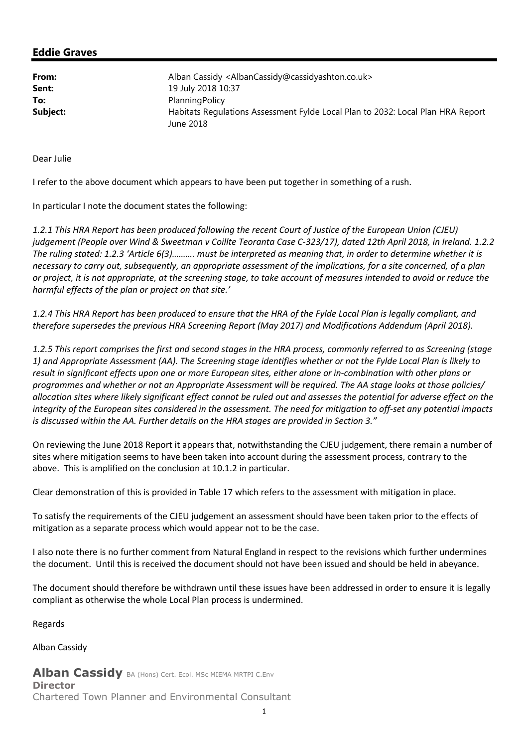## Eddie Graves

| | |
|---|---|
| **From:** | Alban Cassidy <AlbanCassidy@cassidyashton.co.uk> |
| **Sent:** | 19 July 2018 10:37 |
| **To:** | PlanningPolicy |
| **Subject:** | Habitats Regulations Assessment Fylde Local Plan to 2032: Local Plan HRA Report June 2018 |

Dear Julie

I refer to the above document which appears to have been put together in something of a rush.

In particular I note the document states the following:

*1.2.1 This HRA Report has been produced following the recent Court of Justice of the European Union (CJEU) judgement (People over Wind & Sweetman v Coillte Teoranta Case C-323/17), dated 12th April 2018, in Ireland. 1.2.2 The ruling stated: 1.2.3 'Article 6(3)………. must be interpreted as meaning that, in order to determine whether it is necessary to carry out, subsequently, an appropriate assessment of the implications, for a site concerned, of a plan or project, it is not appropriate, at the screening stage, to take account of measures intended to avoid or reduce the harmful effects of the plan or project on that site.'*

*1.2.4 This HRA Report has been produced to ensure that the HRA of the Fylde Local Plan is legally compliant, and therefore supersedes the previous HRA Screening Report (May 2017) and Modifications Addendum (April 2018).*

*1.2.5 This report comprises the first and second stages in the HRA process, commonly referred to as Screening (stage 1) and Appropriate Assessment (AA). The Screening stage identifies whether or not the Fylde Local Plan is likely to result in significant effects upon one or more European sites, either alone or in-combination with other plans or programmes and whether or not an Appropriate Assessment will be required. The AA stage looks at those policies/ allocation sites where likely significant effect cannot be ruled out and assesses the potential for adverse effect on the integrity of the European sites considered in the assessment. The need for mitigation to off-set any potential impacts is discussed within the AA. Further details on the HRA stages are provided in Section 3."*

On reviewing the June 2018 Report it appears that, notwithstanding the CJEU judgement, there remain a number of sites where mitigation seems to have been taken into account during the assessment process, contrary to the above. This is amplified on the conclusion at 10.1.2 in particular.

Clear demonstration of this is provided in Table 17 which refers to the assessment with mitigation in place.

To satisfy the requirements of the CJEU judgement an assessment should have been taken prior to the effects of mitigation as a separate process which would appear not to be the case.

I also note there is no further comment from Natural England in respect to the revisions which further undermines the document. Until this is received the document should not have been issued and should be held in abeyance.

The document should therefore be withdrawn until these issues have been addressed in order to ensure it is legally compliant as otherwise the whole Local Plan process is undermined.

Regards

Alban Cassidy

**Alban Cassidy** BA (Hons) Cert. Ecol. MSc MIEMA MRTPI C.Env
**Director**
Chartered Town Planner and Environmental Consultant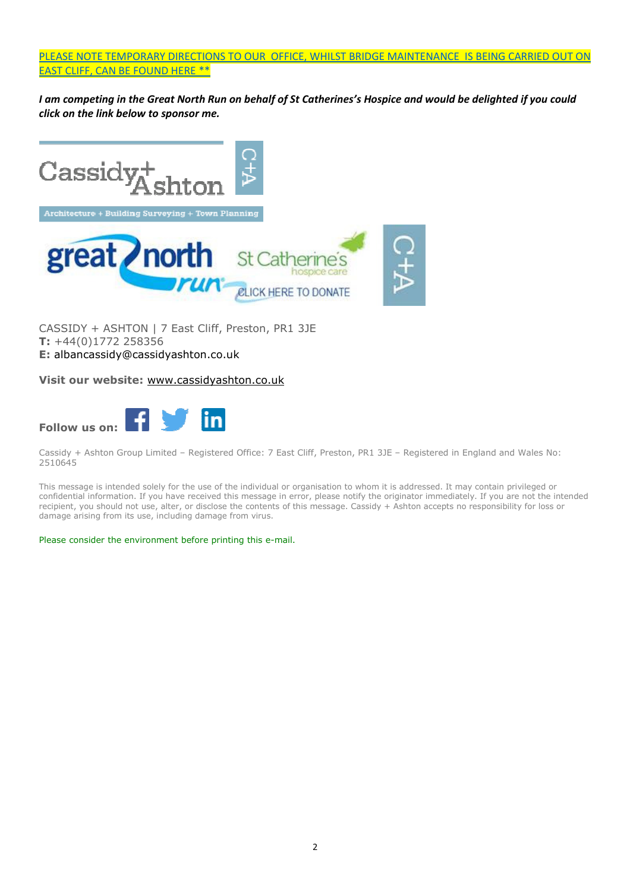PLEASE NOTE TEMPORARY DIRECTIONS TO OUR OFFICE, WHILST BRIDGE MAINTENANCE IS BEING CARRIED OUT ON EAST CLIFF, CAN BE FOUND HERE **

***I am competing in the Great North Run on behalf of St Catherines's Hospice and would be delighted if you could click on the link below to sponsor me.***

Cassidy+Ashton C+A

Architecture + Building Surveying + Town Planning

great north run St Catherine's hospice care CLICK HERE TO DONATE C+A

CASSIDY + ASHTON | 7 East Cliff, Preston, PR1 3JE
**T:** +44(0)1772 258356
**E:** albancassidy@cassidyashton.co.uk

**Visit our website:** www.cassidyashton.co.uk

**Follow us on:**

Cassidy + Ashton Group Limited – Registered Office: 7 East Cliff, Preston, PR1 3JE – Registered in England and Wales No: 2510645

This message is intended solely for the use of the individual or organisation to whom it is addressed. It may contain privileged or confidential information. If you have received this message in error, please notify the originator immediately. If you are not the intended recipient, you should not use, alter, or disclose the contents of this message. Cassidy + Ashton accepts no responsibility for loss or damage arising from its use, including damage from virus.

Please consider the environment before printing this e-mail.